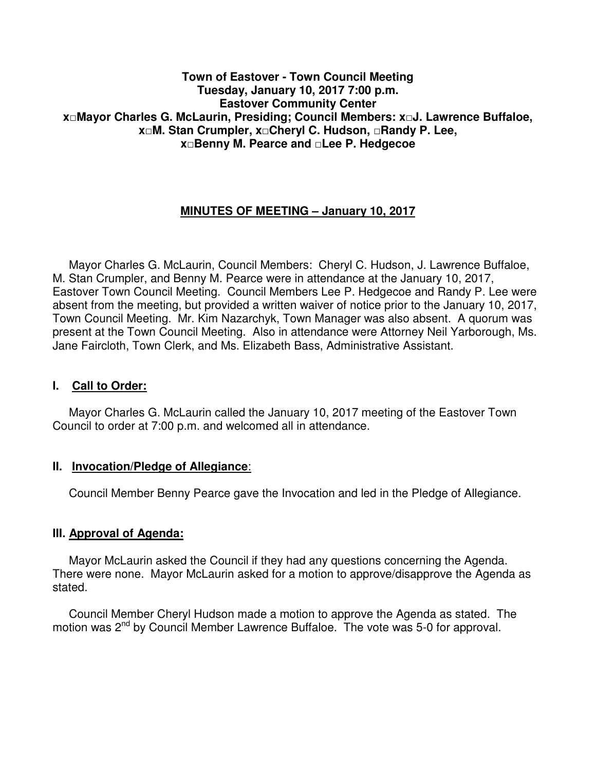**Town of Eastover - Town Council Meeting**
**Tuesday, January 10, 2017 7:00 p.m.**
**Eastover Community Center**
**x□Mayor Charles G. McLaurin, Presiding; Council Members: x□J. Lawrence Buffaloe, x□M. Stan Crumpler, x□Cheryl C. Hudson, □Randy P. Lee, x□Benny M. Pearce and □Lee P. Hedgecoe**

## MINUTES OF MEETING – January 10, 2017

Mayor Charles G. McLaurin, Council Members: Cheryl C. Hudson, J. Lawrence Buffaloe, M. Stan Crumpler, and Benny M. Pearce were in attendance at the January 10, 2017, Eastover Town Council Meeting. Council Members Lee P. Hedgecoe and Randy P. Lee were absent from the meeting, but provided a written waiver of notice prior to the January 10, 2017, Town Council Meeting. Mr. Kim Nazarchyk, Town Manager was also absent. A quorum was present at the Town Council Meeting. Also in attendance were Attorney Neil Yarborough, Ms. Jane Faircloth, Town Clerk, and Ms. Elizabeth Bass, Administrative Assistant.

## I. Call to Order:

Mayor Charles G. McLaurin called the January 10, 2017 meeting of the Eastover Town Council to order at 7:00 p.m. and welcomed all in attendance.

## II. Invocation/Pledge of Allegiance:

Council Member Benny Pearce gave the Invocation and led in the Pledge of Allegiance.

## III. Approval of Agenda:

Mayor McLaurin asked the Council if they had any questions concerning the Agenda. There were none. Mayor McLaurin asked for a motion to approve/disapprove the Agenda as stated.

Council Member Cheryl Hudson made a motion to approve the Agenda as stated. The motion was 2nd by Council Member Lawrence Buffaloe. The vote was 5-0 for approval.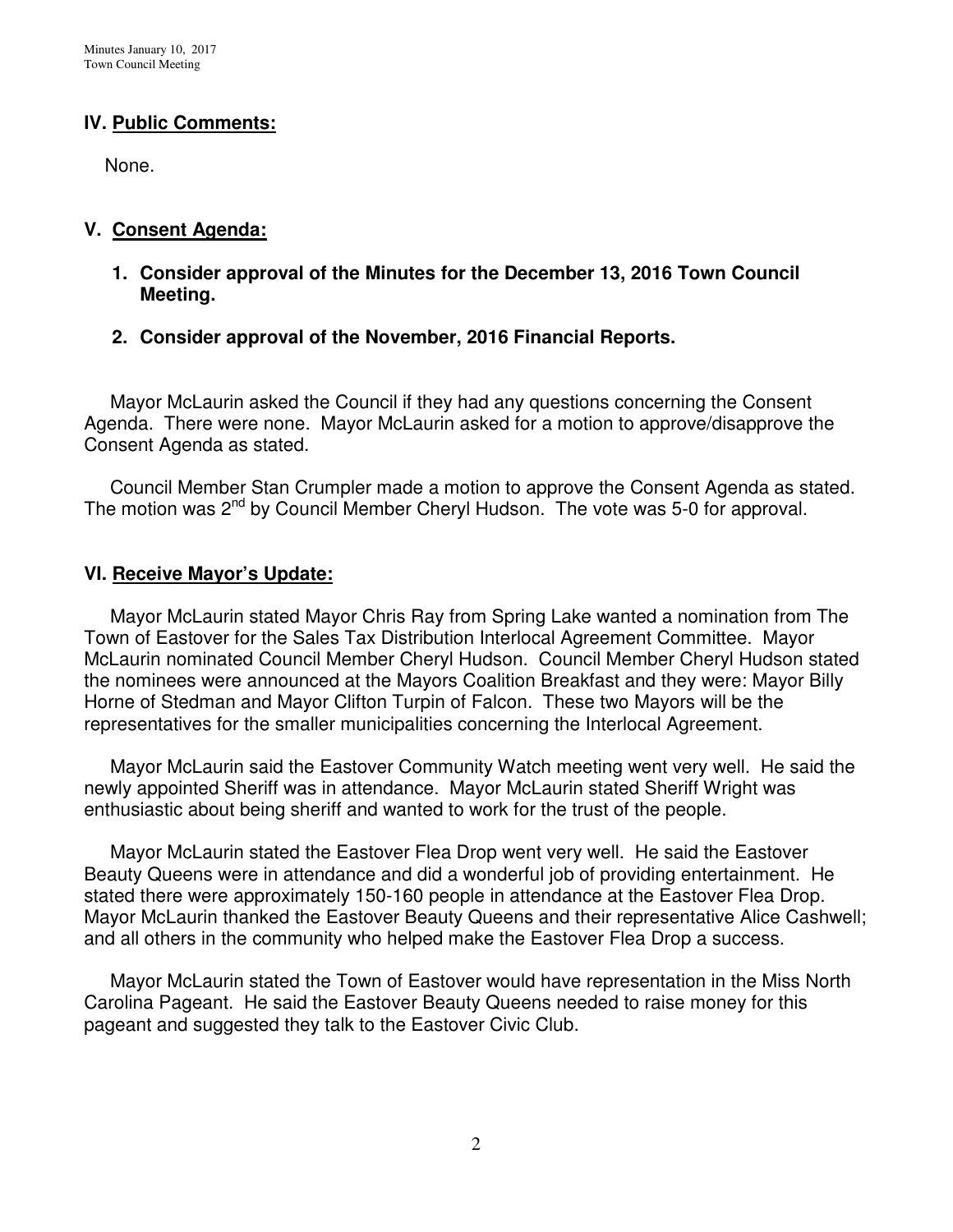## IV. Public Comments:

None.

## V. Consent Agenda:

1. **Consider approval of the Minutes for the December 13, 2016 Town Council Meeting.**

2. **Consider approval of the November, 2016 Financial Reports.**

Mayor McLaurin asked the Council if they had any questions concerning the Consent Agenda. There were none. Mayor McLaurin asked for a motion to approve/disapprove the Consent Agenda as stated.

Council Member Stan Crumpler made a motion to approve the Consent Agenda as stated. The motion was 2nd by Council Member Cheryl Hudson. The vote was 5-0 for approval.

## VI. Receive Mayor's Update:

Mayor McLaurin stated Mayor Chris Ray from Spring Lake wanted a nomination from The Town of Eastover for the Sales Tax Distribution Interlocal Agreement Committee. Mayor McLaurin nominated Council Member Cheryl Hudson. Council Member Cheryl Hudson stated the nominees were announced at the Mayors Coalition Breakfast and they were: Mayor Billy Horne of Stedman and Mayor Clifton Turpin of Falcon. These two Mayors will be the representatives for the smaller municipalities concerning the Interlocal Agreement.

Mayor McLaurin said the Eastover Community Watch meeting went very well. He said the newly appointed Sheriff was in attendance. Mayor McLaurin stated Sheriff Wright was enthusiastic about being sheriff and wanted to work for the trust of the people.

Mayor McLaurin stated the Eastover Flea Drop went very well. He said the Eastover Beauty Queens were in attendance and did a wonderful job of providing entertainment. He stated there were approximately 150-160 people in attendance at the Eastover Flea Drop. Mayor McLaurin thanked the Eastover Beauty Queens and their representative Alice Cashwell; and all others in the community who helped make the Eastover Flea Drop a success.

Mayor McLaurin stated the Town of Eastover would have representation in the Miss North Carolina Pageant. He said the Eastover Beauty Queens needed to raise money for this pageant and suggested they talk to the Eastover Civic Club.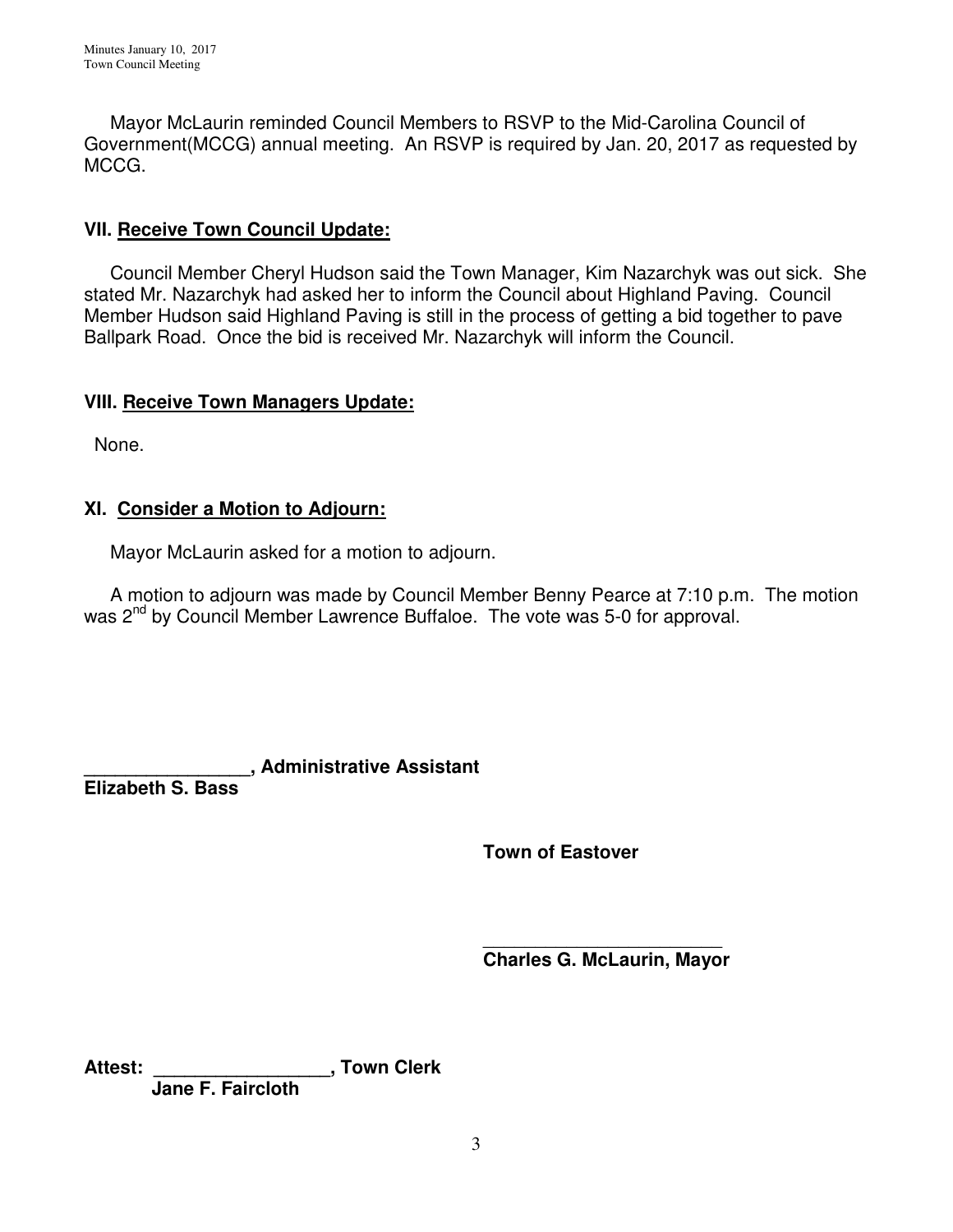Mayor McLaurin reminded Council Members to RSVP to the Mid-Carolina Council of Government(MCCG) annual meeting. An RSVP is required by Jan. 20, 2017 as requested by MCCG.

### VII. <u>Receive Town Council Update:</u>

Council Member Cheryl Hudson said the Town Manager, Kim Nazarchyk was out sick. She stated Mr. Nazarchyk had asked her to inform the Council about Highland Paving. Council Member Hudson said Highland Paving is still in the process of getting a bid together to pave Ballpark Road. Once the bid is received Mr. Nazarchyk will inform the Council.

### VIII. <u>Receive Town Managers Update:</u>

None.

### XI. <u>Consider a Motion to Adjourn:</u>

Mayor McLaurin asked for a motion to adjourn.

A motion to adjourn was made by Council Member Benny Pearce at 7:10 p.m. The motion was 2nd by Council Member Lawrence Buffaloe. The vote was 5-0 for approval.

**________________, Administrative Assistant**
**Elizabeth S. Bass**

**Town of Eastover**

**_______________________**
**Charles G. McLaurin, Mayor**

**Attest: _________________, Town Clerk**
**Jane F. Faircloth**